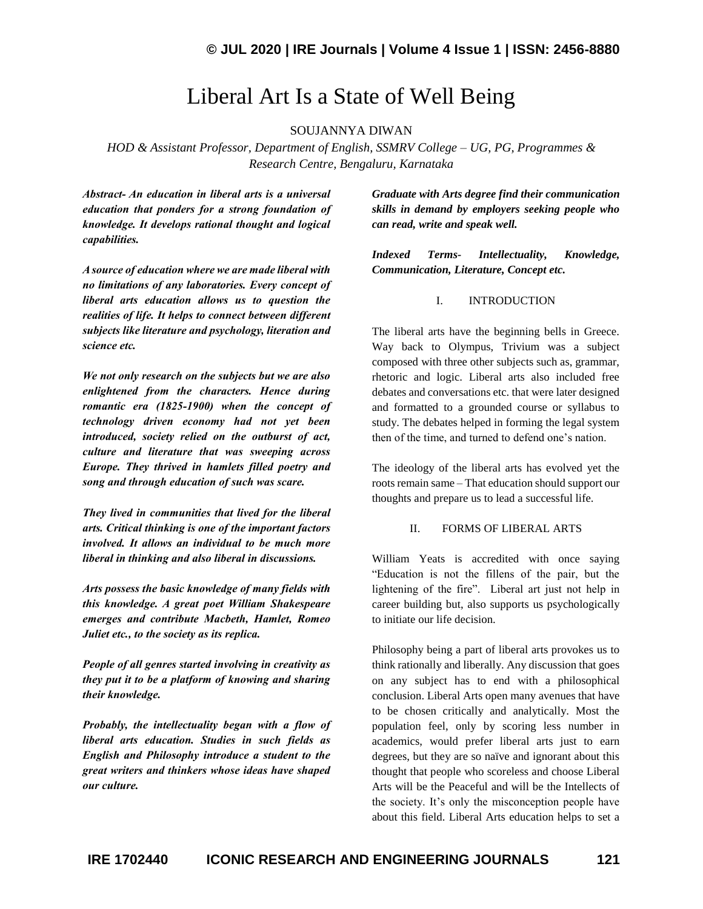# Liberal Art Is a State of Well Being

SOUJANNYA DIWAN

*HOD & Assistant Professor, Department of English, SSMRV College – UG, PG, Programmes & Research Centre, Bengaluru, Karnataka*

***Abstract- An education in liberal arts is a universal education that ponders for a strong foundation of knowledge. It develops rational thought and logical capabilities.***

***A source of education where we are made liberal with no limitations of any laboratories. Every concept of liberal arts education allows us to question the realities of life. It helps to connect between different subjects like literature and psychology, literation and science etc.***

***We not only research on the subjects but we are also enlightened from the characters. Hence during romantic era (1825-1900) when the concept of technology driven economy had not yet been introduced, society relied on the outburst of act, culture and literature that was sweeping across Europe. They thrived in hamlets filled poetry and song and through education of such was scare.***

***They lived in communities that lived for the liberal arts. Critical thinking is one of the important factors involved. It allows an individual to be much more liberal in thinking and also liberal in discussions.***

***Arts possess the basic knowledge of many fields with this knowledge. A great poet William Shakespeare emerges and contribute Macbeth, Hamlet, Romeo Juliet etc., to the society as its replica.***

***People of all genres started involving in creativity as they put it to be a platform of knowing and sharing their knowledge.***

***Probably, the intellectuality began with a flow of liberal arts education. Studies in such fields as English and Philosophy introduce a student to the great writers and thinkers whose ideas have shaped our culture.***

***Graduate with Arts degree find their communication skills in demand by employers seeking people who can read, write and speak well.***

***Indexed Terms- Intellectuality, Knowledge, Communication, Literature, Concept etc.***

## I. INTRODUCTION

The liberal arts have the beginning bells in Greece. Way back to Olympus, Trivium was a subject composed with three other subjects such as, grammar, rhetoric and logic. Liberal arts also included free debates and conversations etc. that were later designed and formatted to a grounded course or syllabus to study. The debates helped in forming the legal system then of the time, and turned to defend one's nation.

The ideology of the liberal arts has evolved yet the roots remain same – That education should support our thoughts and prepare us to lead a successful life.

## II. FORMS OF LIBERAL ARTS

William Yeats is accredited with once saying "Education is not the fillens of the pair, but the lightening of the fire". Liberal art just not help in career building but, also supports us psychologically to initiate our life decision.

Philosophy being a part of liberal arts provokes us to think rationally and liberally. Any discussion that goes on any subject has to end with a philosophical conclusion. Liberal Arts open many avenues that have to be chosen critically and analytically. Most the population feel, only by scoring less number in academics, would prefer liberal arts just to earn degrees, but they are so naïve and ignorant about this thought that people who scoreless and choose Liberal Arts will be the Peaceful and will be the Intellects of the society. It's only the misconception people have about this field. Liberal Arts education helps to set a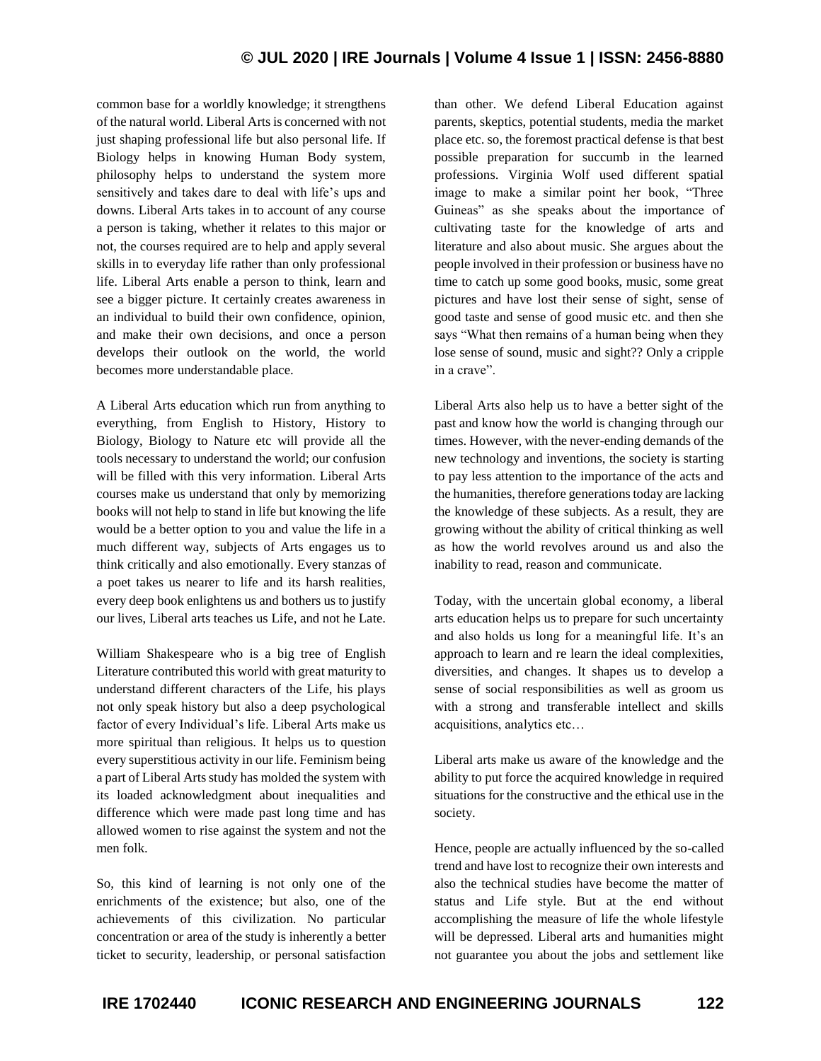common base for a worldly knowledge; it strengthens of the natural world. Liberal Arts is concerned with not just shaping professional life but also personal life. If Biology helps in knowing Human Body system, philosophy helps to understand the system more sensitively and takes dare to deal with life's ups and downs. Liberal Arts takes in to account of any course a person is taking, whether it relates to this major or not, the courses required are to help and apply several skills in to everyday life rather than only professional life. Liberal Arts enable a person to think, learn and see a bigger picture. It certainly creates awareness in an individual to build their own confidence, opinion, and make their own decisions, and once a person develops their outlook on the world, the world becomes more understandable place.

A Liberal Arts education which run from anything to everything, from English to History, History to Biology, Biology to Nature etc will provide all the tools necessary to understand the world; our confusion will be filled with this very information. Liberal Arts courses make us understand that only by memorizing books will not help to stand in life but knowing the life would be a better option to you and value the life in a much different way, subjects of Arts engages us to think critically and also emotionally. Every stanzas of a poet takes us nearer to life and its harsh realities, every deep book enlightens us and bothers us to justify our lives, Liberal arts teaches us Life, and not he Late.

William Shakespeare who is a big tree of English Literature contributed this world with great maturity to understand different characters of the Life, his plays not only speak history but also a deep psychological factor of every Individual's life. Liberal Arts make us more spiritual than religious. It helps us to question every superstitious activity in our life. Feminism being a part of Liberal Arts study has molded the system with its loaded acknowledgment about inequalities and difference which were made past long time and has allowed women to rise against the system and not the men folk.

So, this kind of learning is not only one of the enrichments of the existence; but also, one of the achievements of this civilization. No particular concentration or area of the study is inherently a better ticket to security, leadership, or personal satisfaction than other. We defend Liberal Education against parents, skeptics, potential students, media the market place etc. so, the foremost practical defense is that best possible preparation for succumb in the learned professions. Virginia Wolf used different spatial image to make a similar point her book, "Three Guineas" as she speaks about the importance of cultivating taste for the knowledge of arts and literature and also about music. She argues about the people involved in their profession or business have no time to catch up some good books, music, some great pictures and have lost their sense of sight, sense of good taste and sense of good music etc. and then she says "What then remains of a human being when they lose sense of sound, music and sight?? Only a cripple in a crave".

Liberal Arts also help us to have a better sight of the past and know how the world is changing through our times. However, with the never-ending demands of the new technology and inventions, the society is starting to pay less attention to the importance of the acts and the humanities, therefore generations today are lacking the knowledge of these subjects. As a result, they are growing without the ability of critical thinking as well as how the world revolves around us and also the inability to read, reason and communicate.

Today, with the uncertain global economy, a liberal arts education helps us to prepare for such uncertainty and also holds us long for a meaningful life. It's an approach to learn and re learn the ideal complexities, diversities, and changes. It shapes us to develop a sense of social responsibilities as well as groom us with a strong and transferable intellect and skills acquisitions, analytics etc…

Liberal arts make us aware of the knowledge and the ability to put force the acquired knowledge in required situations for the constructive and the ethical use in the society.

Hence, people are actually influenced by the so-called trend and have lost to recognize their own interests and also the technical studies have become the matter of status and Life style. But at the end without accomplishing the measure of life the whole lifestyle will be depressed. Liberal arts and humanities might not guarantee you about the jobs and settlement like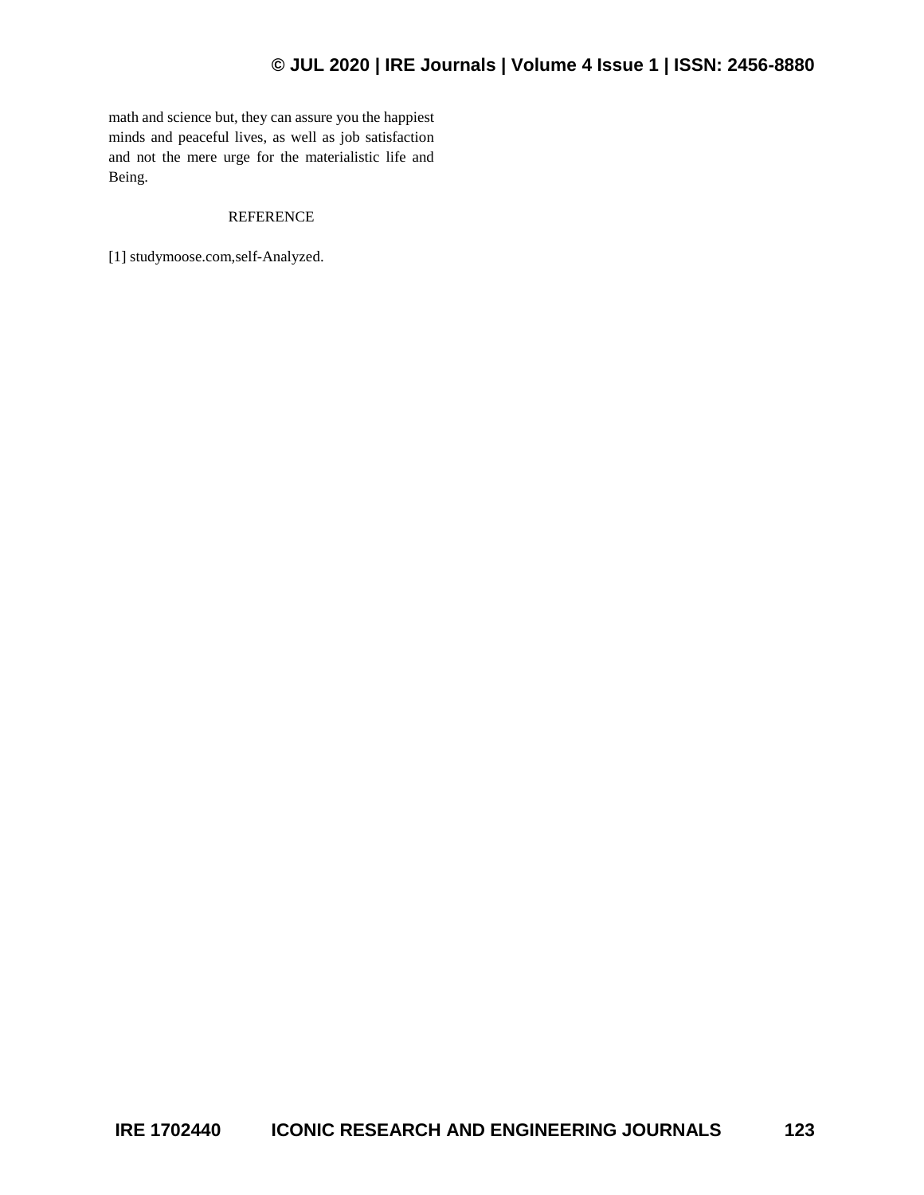math and science but, they can assure you the happiest minds and peaceful lives, as well as job satisfaction and not the mere urge for the materialistic life and Being.

## REFERENCE

[1] studymoose.com,self-Analyzed.